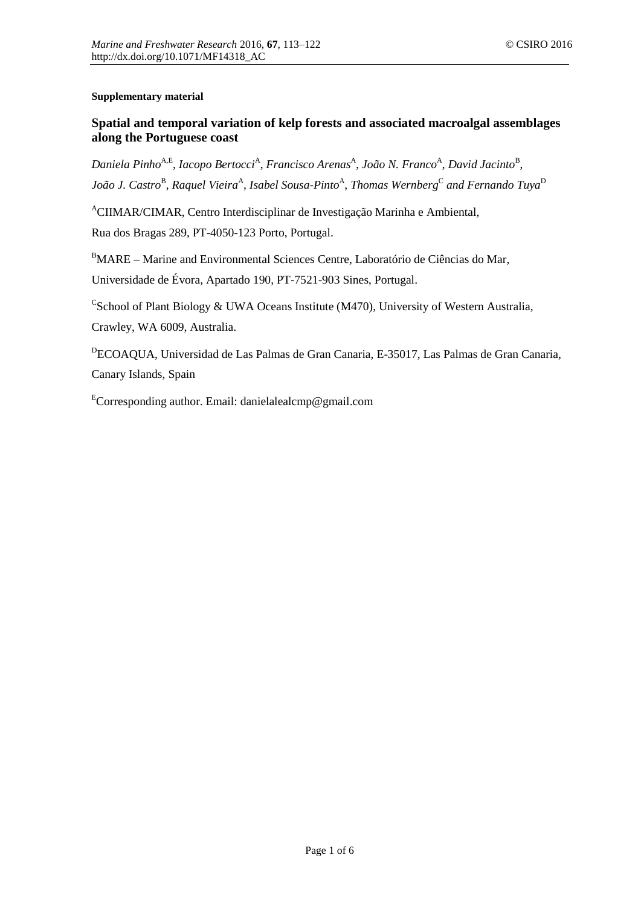**Supplementary material**

## Spatial and temporal variation of kelp forests and associated macroalgal assemblages along the Portuguese coast

*Daniela Pinho*[A,E], *Iacopo Bertocci*[A], *Francisco Arenas*[A], *João N. Franco*[A], *David Jacinto*[B], *João J. Castro*[B], *Raquel Vieira*[A], *Isabel Sousa-Pinto*[A], *Thomas Wernberg*[C] *and Fernando Tuya*[D]

[A]CIIMAR/CIMAR, Centro Interdisciplinar de Investigação Marinha e Ambiental, Rua dos Bragas 289, PT-4050-123 Porto, Portugal.

[B]MARE – Marine and Environmental Sciences Centre, Laboratório de Ciências do Mar, Universidade de Évora, Apartado 190, PT-7521-903 Sines, Portugal.

[C]School of Plant Biology & UWA Oceans Institute (M470), University of Western Australia, Crawley, WA 6009, Australia.

[D]ECOAQUA, Universidad de Las Palmas de Gran Canaria, E-35017, Las Palmas de Gran Canaria, Canary Islands, Spain

[E]Corresponding author. Email: danielalealcmp@gmail.com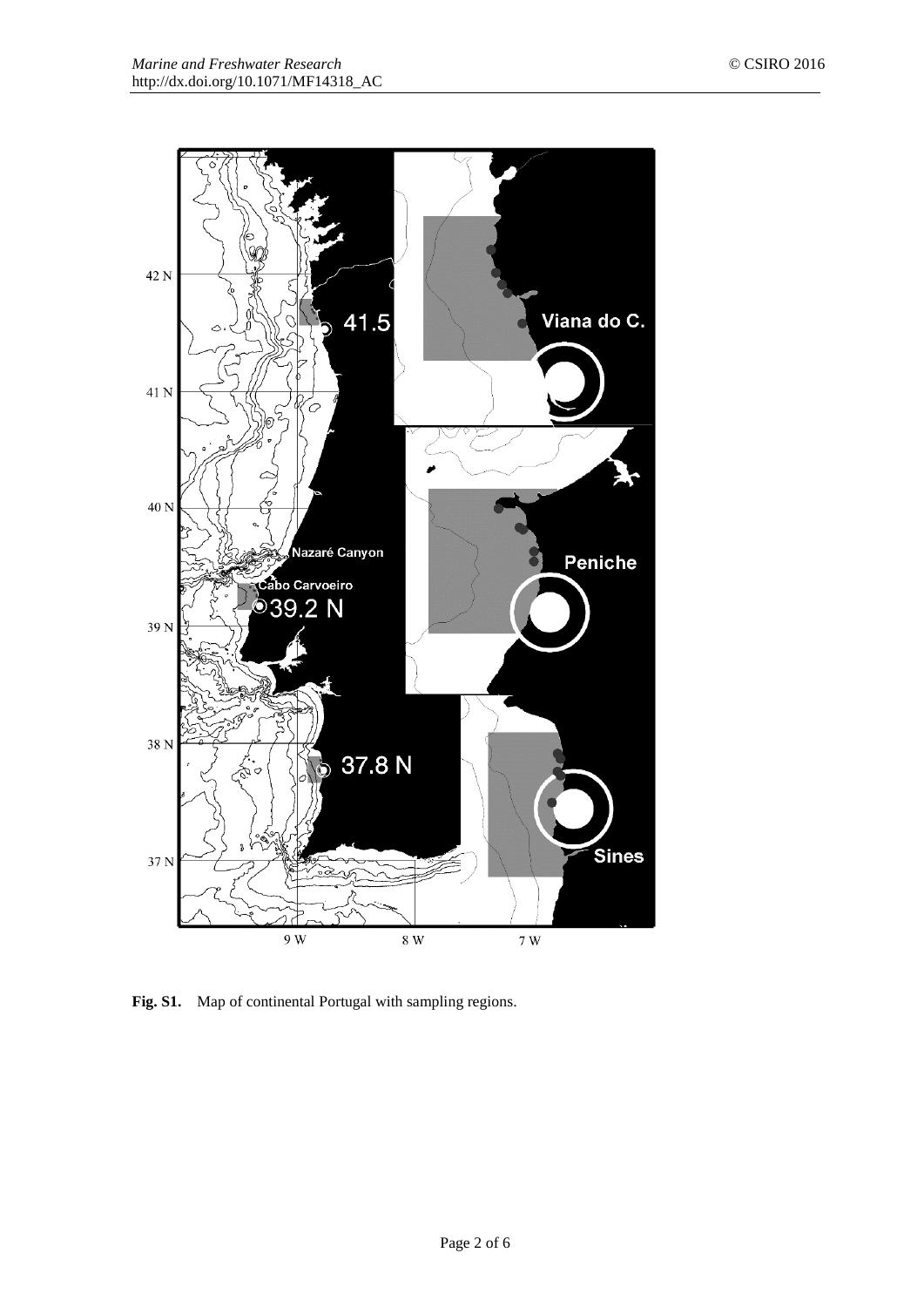**Fig. S1.** Map of continental Portugal with sampling regions.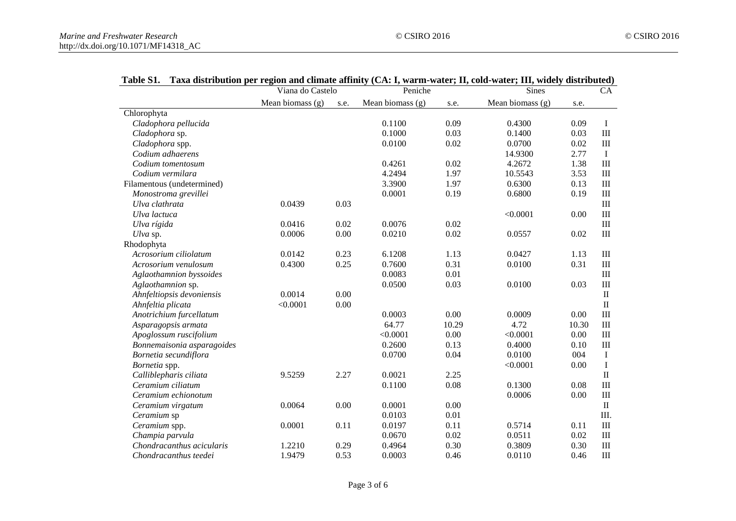**Table S1. Taxa distribution per region and climate affinity (CA: I, warm-water; II, cold-water; III, widely distributed)**

| | Viana do Castelo | | Peniche | | Sines | | CA |
|---|---|---|---|---|---|---|---|
| | Mean biomass (g) | s.e. | Mean biomass (g) | s.e. | Mean biomass (g) | s.e. | |
| Chlorophyta | | | | | | | |
| *Cladophora pellucida* | | | 0.1100 | 0.09 | 0.4300 | 0.09 | I |
| *Cladophora* sp. | | | 0.1000 | 0.03 | 0.1400 | 0.03 | III |
| *Cladophora* spp. | | | 0.0100 | 0.02 | 0.0700 | 0.02 | III |
| *Codium adhaerens* | | | | | 14.9300 | 2.77 | I |
| *Codium tomentosum* | | | 0.4261 | 0.02 | 4.2672 | 1.38 | III |
| *Codium vermilara* | | | 4.2494 | 1.97 | 10.5543 | 3.53 | III |
| Filamentous (undetermined) | | | 3.3900 | 1.97 | 0.6300 | 0.13 | III |
| *Monostroma grevillei* | | | 0.0001 | 0.19 | 0.6800 | 0.19 | III |
| *Ulva clathrata* | 0.0439 | 0.03 | | | | | III |
| *Ulva lactuca* | | | | | <0.0001 | 0.00 | III |
| *Ulva rígida* | 0.0416 | 0.02 | 0.0076 | 0.02 | | | III |
| *Ulva* sp. | 0.0006 | 0.00 | 0.0210 | 0.02 | 0.0557 | 0.02 | III |
| Rhodophyta | | | | | | | |
| *Acrosorium ciliolatum* | 0.0142 | 0.23 | 6.1208 | 1.13 | 0.0427 | 1.13 | III |
| *Acrosorium venulosum* | 0.4300 | 0.25 | 0.7600 | 0.31 | 0.0100 | 0.31 | III |
| *Aglaothamnion byssoides* | | | 0.0083 | 0.01 | | | III |
| *Aglaothamnion* sp. | | | 0.0500 | 0.03 | 0.0100 | 0.03 | III |
| *Ahnfeltiopsis devoniensis* | 0.0014 | 0.00 | | | | | II |
| *Ahnfeltia plicata* | <0.0001 | 0.00 | | | | | II |
| *Anotrichium furcellatum* | | | 0.0003 | 0.00 | 0.0009 | 0.00 | III |
| *Asparagopsis armata* | | | 64.77 | 10.29 | 4.72 | 10.30 | III |
| *Apoglossum ruscifolium* | | | <0.0001 | 0.00 | <0.0001 | 0.00 | III |
| *Bonnemaisonia asparagoides* | | | 0.2600 | 0.13 | 0.4000 | 0.10 | III |
| *Bornetia secundiflora* | | | 0.0700 | 0.04 | 0.0100 | 004 | I |
| *Bornetia* spp. | | | | | <0.0001 | 0.00 | I |
| *Calliblepharis ciliata* | 9.5259 | 2.27 | 0.0021 | 2.25 | | | II |
| *Ceramium ciliatum* | | | 0.1100 | 0.08 | 0.1300 | 0.08 | III |
| *Ceramium echionotum* | | | | | 0.0006 | 0.00 | III |
| *Ceramium virgatum* | 0.0064 | 0.00 | 0.0001 | 0.00 | | | II |
| *Ceramium* sp | | | 0.0103 | 0.01 | | | III. |
| *Ceramium* spp. | 0.0001 | 0.11 | 0.0197 | 0.11 | 0.5714 | 0.11 | III |
| *Champia parvula* | | | 0.0670 | 0.02 | 0.0511 | 0.02 | III |
| *Chondracanthus acicularis* | 1.2210 | 0.29 | 0.4964 | 0.30 | 0.3809 | 0.30 | III |
| *Chondracanthus teedei* | 1.9479 | 0.53 | 0.0003 | 0.46 | 0.0110 | 0.46 | III |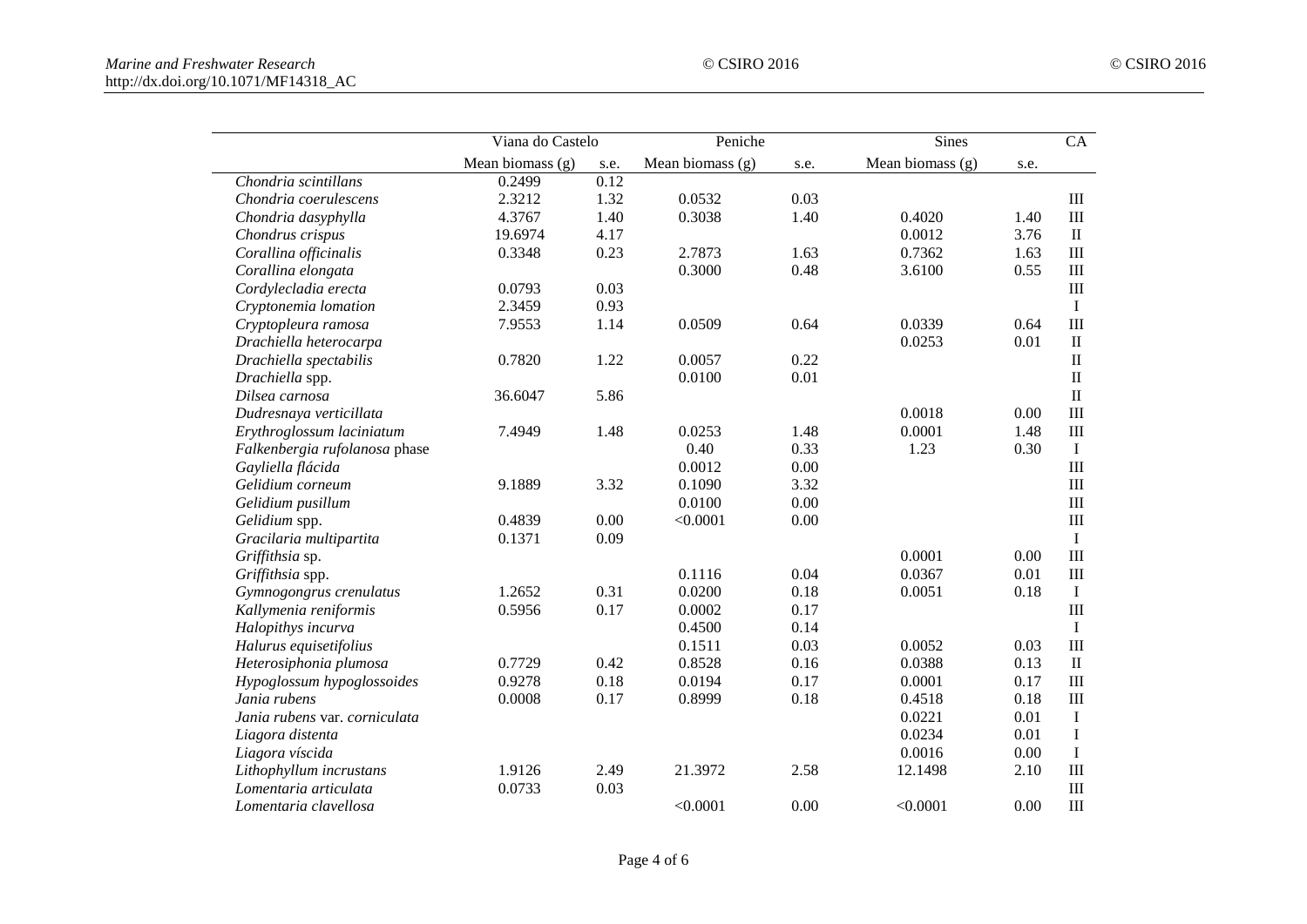| | Viana do Castelo | | Peniche | | Sines | | CA |
|---|---|---|---|---|---|---|---|
| | Mean biomass (g) | s.e. | Mean biomass (g) | s.e. | Mean biomass (g) | s.e. | |
| *Chondria scintillans* | 0.2499 | 0.12 | | | | | |
| *Chondria coerulescens* | 2.3212 | 1.32 | 0.0532 | 0.03 | | | III |
| *Chondria dasyphylla* | 4.3767 | 1.40 | 0.3038 | 1.40 | 0.4020 | 1.40 | III |
| *Chondrus crispus* | 19.6974 | 4.17 | | | 0.0012 | 3.76 | II |
| *Corallina officinalis* | 0.3348 | 0.23 | 2.7873 | 1.63 | 0.7362 | 1.63 | III |
| *Corallina elongata* | | | 0.3000 | 0.48 | 3.6100 | 0.55 | III |
| *Cordylecladia erecta* | 0.0793 | 0.03 | | | | | III |
| *Cryptonemia lomation* | 2.3459 | 0.93 | | | | | I |
| *Cryptopleura ramosa* | 7.9553 | 1.14 | 0.0509 | 0.64 | 0.0339 | 0.64 | III |
| *Drachiella heterocarpa* | | | | | 0.0253 | 0.01 | II |
| *Drachiella spectabilis* | 0.7820 | 1.22 | 0.0057 | 0.22 | | | II |
| *Drachiella* spp. | | | 0.0100 | 0.01 | | | II |
| *Dilsea carnosa* | 36.6047 | 5.86 | | | | | II |
| *Dudresnaya verticillata* | | | | | 0.0018 | 0.00 | III |
| *Erythroglossum laciniatum* | 7.4949 | 1.48 | 0.0253 | 1.48 | 0.0001 | 1.48 | III |
| *Falkenbergia rufolanosa* phase | | | 0.40 | 0.33 | 1.23 | 0.30 | I |
| *Gayliella flácida* | | | 0.0012 | 0.00 | | | III |
| *Gelidium corneum* | 9.1889 | 3.32 | 0.1090 | 3.32 | | | III |
| *Gelidium pusillum* | | | 0.0100 | 0.00 | | | III |
| *Gelidium* spp. | 0.4839 | 0.00 | <0.0001 | 0.00 | | | III |
| *Gracilaria multipartita* | 0.1371 | 0.09 | | | | | I |
| *Griffithsia* sp. | | | | | 0.0001 | 0.00 | III |
| *Griffithsia* spp. | | | 0.1116 | 0.04 | 0.0367 | 0.01 | III |
| *Gymnogongrus crenulatus* | 1.2652 | 0.31 | 0.0200 | 0.18 | 0.0051 | 0.18 | I |
| *Kallymenia reniformis* | 0.5956 | 0.17 | 0.0002 | 0.17 | | | III |
| *Halopithys incurva* | | | 0.4500 | 0.14 | | | I |
| *Halurus equisetifolius* | | | 0.1511 | 0.03 | 0.0052 | 0.03 | III |
| *Heterosiphonia plumosa* | 0.7729 | 0.42 | 0.8528 | 0.16 | 0.0388 | 0.13 | II |
| *Hypoglossum hypoglossoides* | 0.9278 | 0.18 | 0.0194 | 0.17 | 0.0001 | 0.17 | III |
| *Jania rubens* | 0.0008 | 0.17 | 0.8999 | 0.18 | 0.4518 | 0.18 | III |
| *Jania rubens* var. *corniculata* | | | | | 0.0221 | 0.01 | I |
| *Liagora distenta* | | | | | 0.0234 | 0.01 | I |
| *Liagora víscida* | | | | | 0.0016 | 0.00 | I |
| *Lithophyllum incrustans* | 1.9126 | 2.49 | 21.3972 | 2.58 | 12.1498 | 2.10 | III |
| *Lomentaria articulata* | 0.0733 | 0.03 | | | | | III |
| *Lomentaria clavellosa* | | | <0.0001 | 0.00 | <0.0001 | 0.00 | III |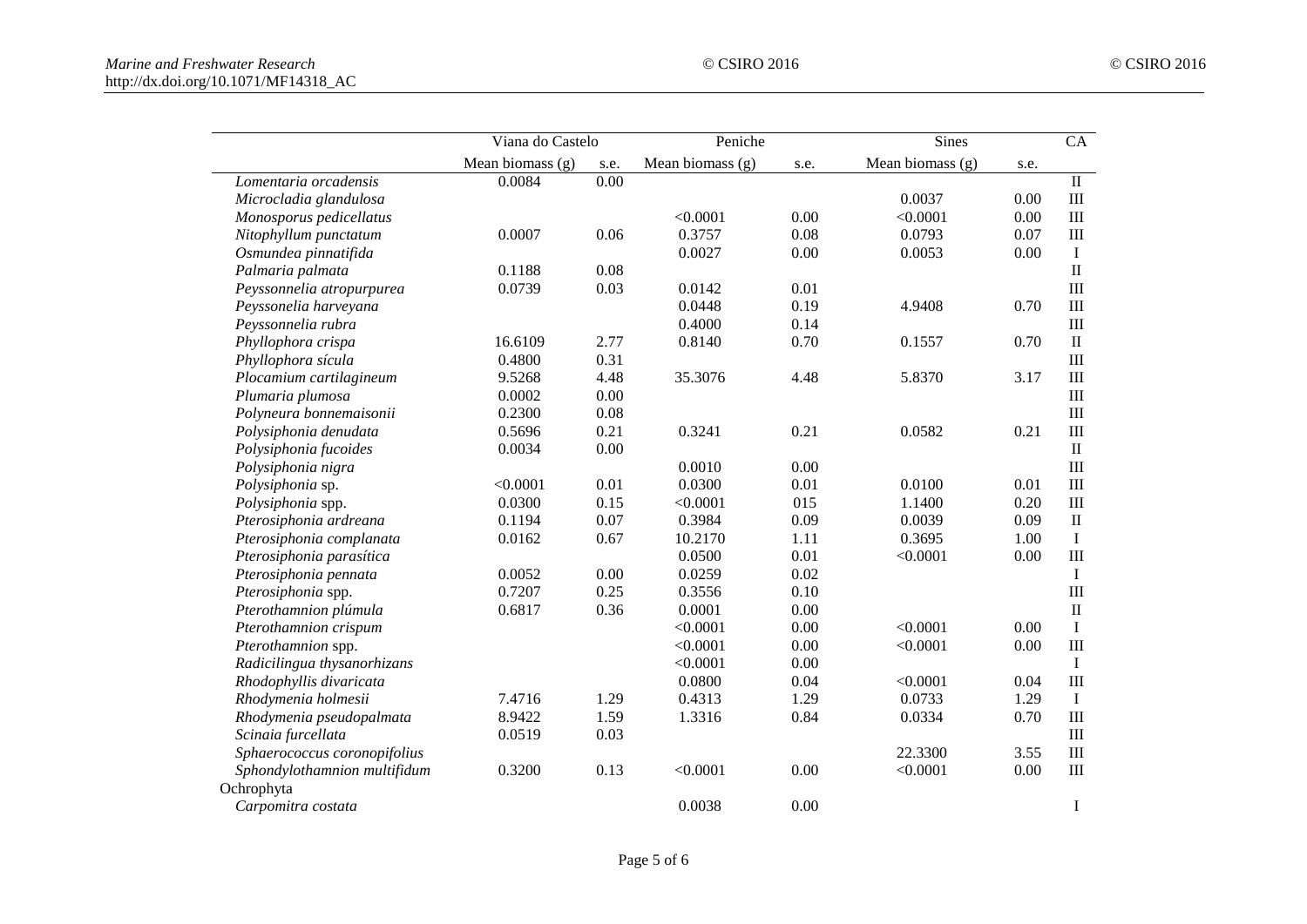| | Viana do Castelo | | Peniche | | Sines | | CA |
|---|---|---|---|---|---|---|---|
| | Mean biomass (g) | s.e. | Mean biomass (g) | s.e. | Mean biomass (g) | s.e. | |
| *Lomentaria orcadensis* | 0.0084 | 0.00 | | | | | II |
| *Microcladia glandulosa* | | | | | 0.0037 | 0.00 | III |
| *Monosporus pedicellatus* | | | <0.0001 | 0.00 | <0.0001 | 0.00 | III |
| *Nitophyllum punctatum* | 0.0007 | 0.06 | 0.3757 | 0.08 | 0.0793 | 0.07 | III |
| *Osmundea pinnatifida* | | | 0.0027 | 0.00 | 0.0053 | 0.00 | I |
| *Palmaria palmata* | 0.1188 | 0.08 | | | | | II |
| *Peyssonnelia atropurpurea* | 0.0739 | 0.03 | 0.0142 | 0.01 | | | III |
| *Peyssonelia harveyana* | | | 0.0448 | 0.19 | 4.9408 | 0.70 | III |
| *Peyssonnelia rubra* | | | 0.4000 | 0.14 | | | III |
| *Phyllophora crispa* | 16.6109 | 2.77 | 0.8140 | 0.70 | 0.1557 | 0.70 | II |
| *Phyllophora sícula* | 0.4800 | 0.31 | | | | | III |
| *Plocamium cartilagineum* | 9.5268 | 4.48 | 35.3076 | 4.48 | 5.8370 | 3.17 | III |
| *Plumaria plumosa* | 0.0002 | 0.00 | | | | | III |
| *Polyneura bonnemaisonii* | 0.2300 | 0.08 | | | | | III |
| *Polysiphonia denudata* | 0.5696 | 0.21 | 0.3241 | 0.21 | 0.0582 | 0.21 | III |
| *Polysiphonia fucoides* | 0.0034 | 0.00 | | | | | II |
| *Polysiphonia nigra* | | | 0.0010 | 0.00 | | | III |
| *Polysiphonia* sp. | <0.0001 | 0.01 | 0.0300 | 0.01 | 0.0100 | 0.01 | III |
| *Polysiphonia* spp. | 0.0300 | 0.15 | <0.0001 | 015 | 1.1400 | 0.20 | III |
| *Pterosiphonia ardreana* | 0.1194 | 0.07 | 0.3984 | 0.09 | 0.0039 | 0.09 | II |
| *Pterosiphonia complanata* | 0.0162 | 0.67 | 10.2170 | 1.11 | 0.3695 | 1.00 | I |
| *Pterosiphonia parasítica* | | | 0.0500 | 0.01 | <0.0001 | 0.00 | III |
| *Pterosiphonia pennata* | 0.0052 | 0.00 | 0.0259 | 0.02 | | | I |
| *Pterosiphonia* spp. | 0.7207 | 0.25 | 0.3556 | 0.10 | | | III |
| *Pterothamnion plúmula* | 0.6817 | 0.36 | 0.0001 | 0.00 | | | II |
| *Pterothamnion crispum* | | | <0.0001 | 0.00 | <0.0001 | 0.00 | I |
| *Pterothamnion* spp. | | | <0.0001 | 0.00 | <0.0001 | 0.00 | III |
| *Radicilingua thysanorhizans* | | | <0.0001 | 0.00 | | | I |
| *Rhodophyllis divaricata* | | | 0.0800 | 0.04 | <0.0001 | 0.04 | III |
| *Rhodymenia holmesii* | 7.4716 | 1.29 | 0.4313 | 1.29 | 0.0733 | 1.29 | I |
| *Rhodymenia pseudopalmata* | 8.9422 | 1.59 | 1.3316 | 0.84 | 0.0334 | 0.70 | III |
| *Scinaia furcellata* | 0.0519 | 0.03 | | | | | III |
| *Sphaerococcus coronopifolius* | | | | | 22.3300 | 3.55 | III |
| *Sphondylothamnion multifidum* | 0.3200 | 0.13 | <0.0001 | 0.00 | <0.0001 | 0.00 | III |
| Ochrophyta | | | | | | | |
| *Carpomitra costata* | | | 0.0038 | 0.00 | | | I |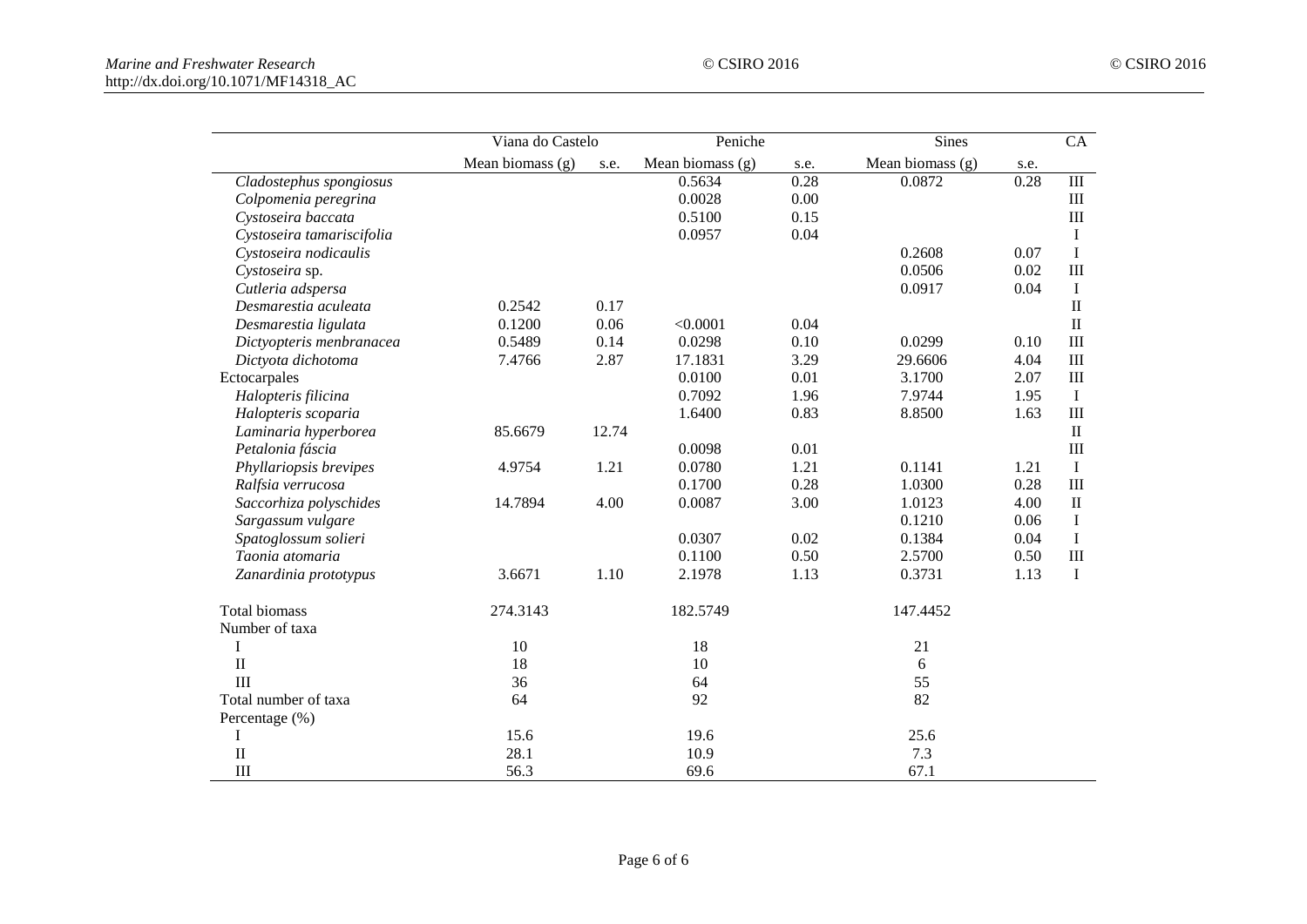| | Viana do Castelo | | Peniche | | Sines | | CA |
|---|---|---|---|---|---|---|---|
| | Mean biomass (g) | s.e. | Mean biomass (g) | s.e. | Mean biomass (g) | s.e. | |
| *Cladostephus spongiosus* | | | 0.5634 | 0.28 | 0.0872 | 0.28 | III |
| *Colpomenia peregrina* | | | 0.0028 | 0.00 | | | III |
| *Cystoseira baccata* | | | 0.5100 | 0.15 | | | III |
| *Cystoseira tamariscifolia* | | | 0.0957 | 0.04 | | | I |
| *Cystoseira nodicaulis* | | | | | 0.2608 | 0.07 | I |
| *Cystoseira* sp. | | | | | 0.0506 | 0.02 | III |
| *Cutleria adspersa* | | | | | 0.0917 | 0.04 | I |
| *Desmarestia aculeata* | 0.2542 | 0.17 | | | | | II |
| *Desmarestia ligulata* | 0.1200 | 0.06 | <0.0001 | 0.04 | | | II |
| *Dictyopteris menbranacea* | 0.5489 | 0.14 | 0.0298 | 0.10 | 0.0299 | 0.10 | III |
| *Dictyota dichotoma* | 7.4766 | 2.87 | 17.1831 | 3.29 | 29.6606 | 4.04 | III |
| Ectocarpales | | | 0.0100 | 0.01 | 3.1700 | 2.07 | III |
| *Halopteris filicina* | | | 0.7092 | 1.96 | 7.9744 | 1.95 | I |
| *Halopteris scoparia* | | | 1.6400 | 0.83 | 8.8500 | 1.63 | III |
| *Laminaria hyperborea* | 85.6679 | 12.74 | | | | | II |
| *Petalonia fáscia* | | | 0.0098 | 0.01 | | | III |
| *Phyllariopsis brevipes* | 4.9754 | 1.21 | 0.0780 | 1.21 | 0.1141 | 1.21 | I |
| *Ralfsia verrucosa* | | | 0.1700 | 0.28 | 1.0300 | 0.28 | III |
| *Saccorhiza polyschides* | 14.7894 | 4.00 | 0.0087 | 3.00 | 1.0123 | 4.00 | II |
| *Sargassum vulgare* | | | | | 0.1210 | 0.06 | I |
| *Spatoglossum solieri* | | | 0.0307 | 0.02 | 0.1384 | 0.04 | I |
| *Taonia atomaria* | | | 0.1100 | 0.50 | 2.5700 | 0.50 | III |
| *Zanardinia prototypus* | 3.6671 | 1.10 | 2.1978 | 1.13 | 0.3731 | 1.13 | I |
| Total biomass | 274.3143 | | 182.5749 | | 147.4452 | | |
| Number of taxa | | | | | | | |
| I | 10 | | 18 | | 21 | | |
| II | 18 | | 10 | | 6 | | |
| III | 36 | | 64 | | 55 | | |
| Total number of taxa | 64 | | 92 | | 82 | | |
| Percentage (%) | | | | | | | |
| I | 15.6 | | 19.6 | | 25.6 | | |
| II | 28.1 | | 10.9 | | 7.3 | | |
| III | 56.3 | | 69.6 | | 67.1 | | |